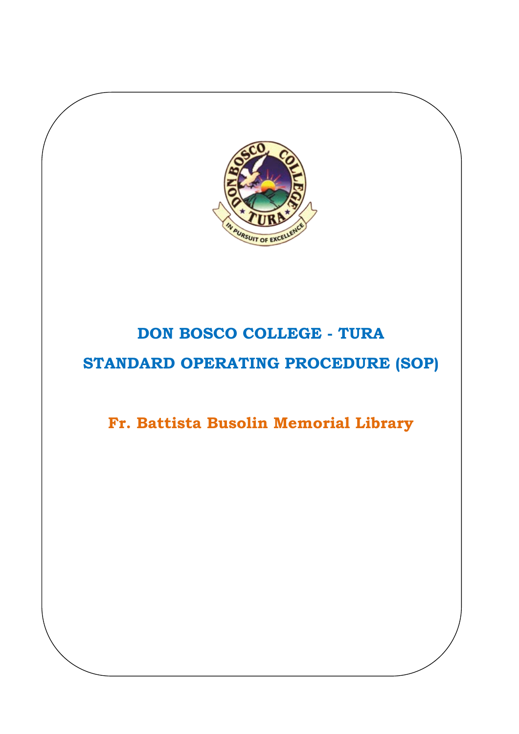# DON BOSCO COLLEGE - TURA

# STANDARD OPERATING PROCEDURE (SOP)

## Fr. Battista Busolin Memorial Library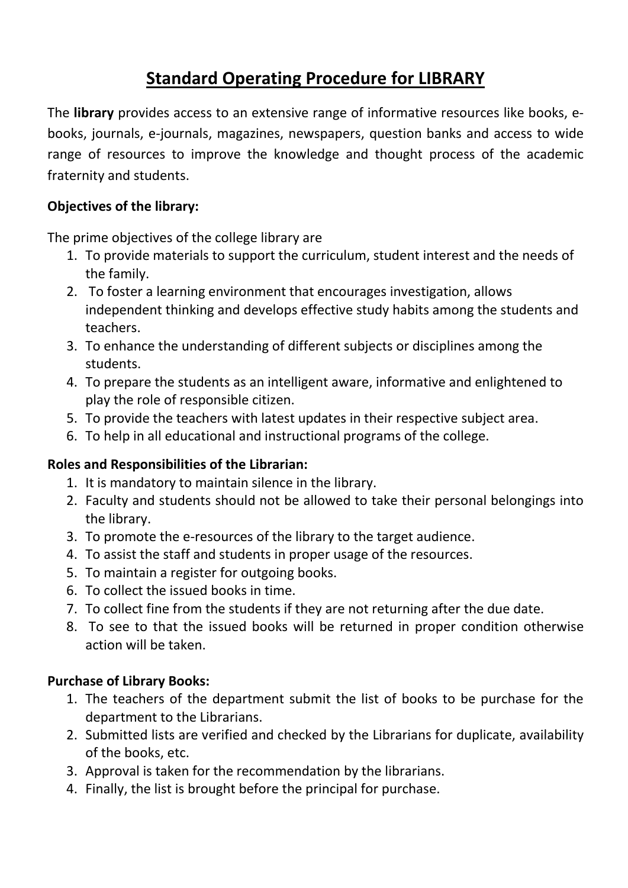# Standard Operating Procedure for LIBRARY

The **library** provides access to an extensive range of informative resources like books, e-books, journals, e-journals, magazines, newspapers, question banks and access to wide range of resources to improve the knowledge and thought process of the academic fraternity and students.

**Objectives of the library:**

The prime objectives of the college library are

1. To provide materials to support the curriculum, student interest and the needs of the family.
2. To foster a learning environment that encourages investigation, allows independent thinking and develops effective study habits among the students and teachers.
3. To enhance the understanding of different subjects or disciplines among the students.
4. To prepare the students as an intelligent aware, informative and enlightened to play the role of responsible citizen.
5. To provide the teachers with latest updates in their respective subject area.
6. To help in all educational and instructional programs of the college.

**Roles and Responsibilities of the Librarian:**

1. It is mandatory to maintain silence in the library.
2. Faculty and students should not be allowed to take their personal belongings into the library.
3. To promote the e-resources of the library to the target audience.
4. To assist the staff and students in proper usage of the resources.
5. To maintain a register for outgoing books.
6. To collect the issued books in time.
7. To collect fine from the students if they are not returning after the due date.
8. To see to that the issued books will be returned in proper condition otherwise action will be taken.

**Purchase of Library Books:**

1. The teachers of the department submit the list of books to be purchase for the department to the Librarians.
2. Submitted lists are verified and checked by the Librarians for duplicate, availability of the books, etc.
3. Approval is taken for the recommendation by the librarians.
4. Finally, the list is brought before the principal for purchase.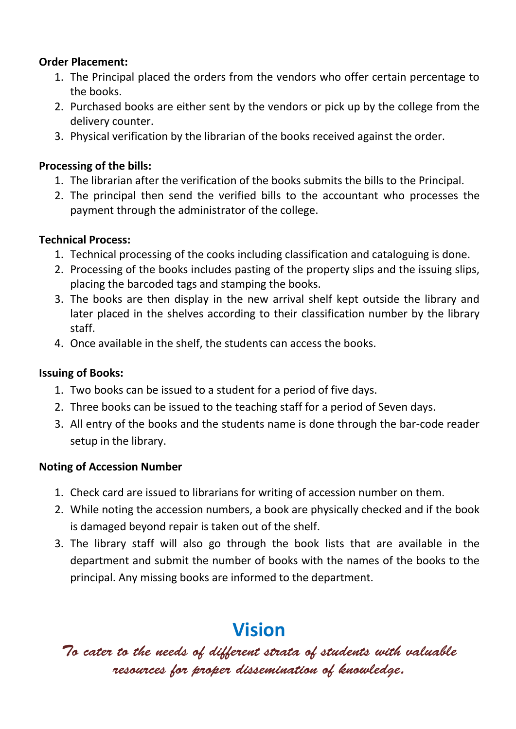**Order Placement:**

1. The Principal placed the orders from the vendors who offer certain percentage to the books.
2. Purchased books are either sent by the vendors or pick up by the college from the delivery counter.
3. Physical verification by the librarian of the books received against the order.

**Processing of the bills:**

1. The librarian after the verification of the books submits the bills to the Principal.
2. The principal then send the verified bills to the accountant who processes the payment through the administrator of the college.

**Technical Process:**

1. Technical processing of the cooks including classification and cataloguing is done.
2. Processing of the books includes pasting of the property slips and the issuing slips, placing the barcoded tags and stamping the books.
3. The books are then display in the new arrival shelf kept outside the library and later placed in the shelves according to their classification number by the library staff.
4. Once available in the shelf, the students can access the books.

**Issuing of Books:**

1. Two books can be issued to a student for a period of five days.
2. Three books can be issued to the teaching staff for a period of Seven days.
3. All entry of the books and the students name is done through the bar-code reader setup in the library.

**Noting of Accession Number**

1. Check card are issued to librarians for writing of accession number on them.
2. While noting the accession numbers, a book are physically checked and if the book is damaged beyond repair is taken out of the shelf.
3. The library staff will also go through the book lists that are available in the department and submit the number of books with the names of the books to the principal. Any missing books are informed to the department.

## Vision

*To cater to the needs of different strata of students with valuable resources for proper dissemination of knowledge.*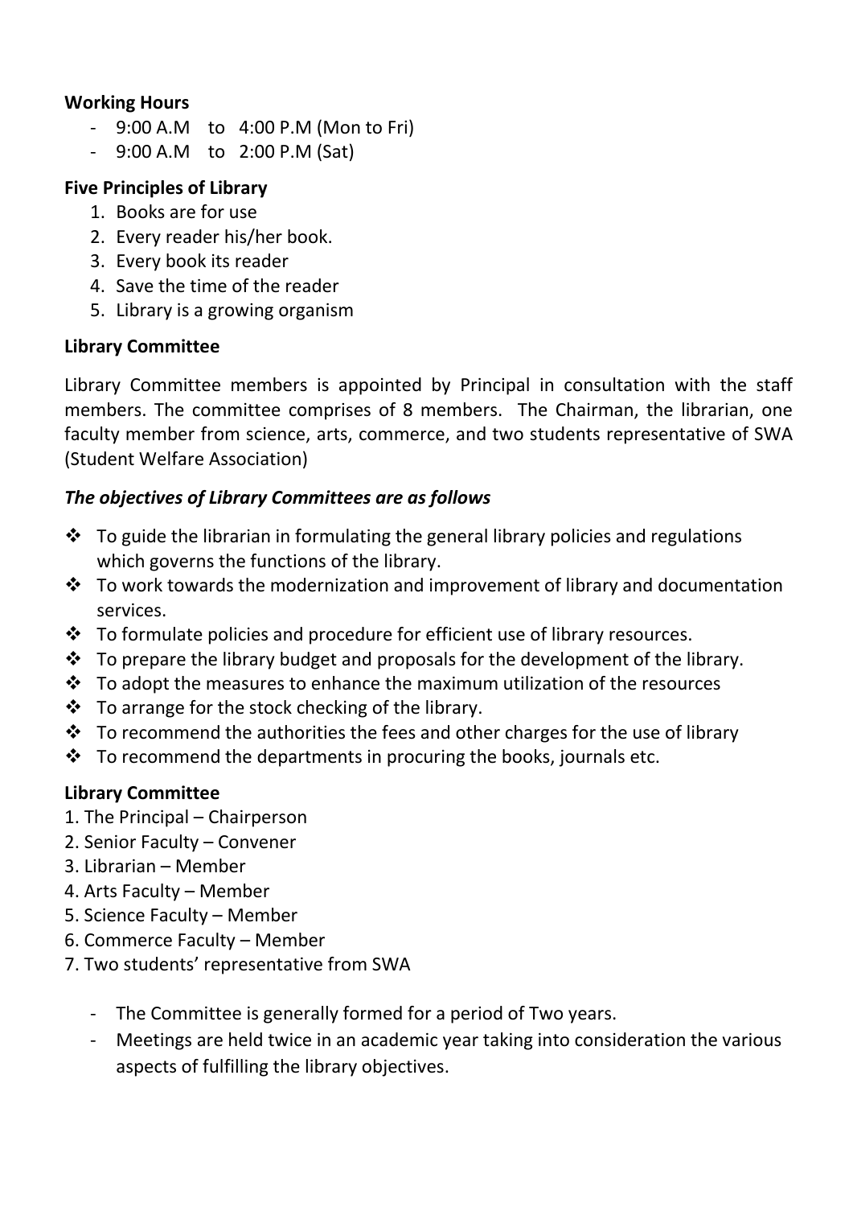**Working Hours**

- 9:00 A.M to 4:00 P.M (Mon to Fri)
- 9:00 A.M to 2:00 P.M (Sat)

**Five Principles of Library**

1. Books are for use
2. Every reader his/her book.
3. Every book its reader
4. Save the time of the reader
5. Library is a growing organism

**Library Committee**

Library Committee members is appointed by Principal in consultation with the staff members. The committee comprises of 8 members. The Chairman, the librarian, one faculty member from science, arts, commerce, and two students representative of SWA (Student Welfare Association)

***The objectives of Library Committees are as follows***

- ❖ To guide the librarian in formulating the general library policies and regulations which governs the functions of the library.
- ❖ To work towards the modernization and improvement of library and documentation services.
- ❖ To formulate policies and procedure for efficient use of library resources.
- ❖ To prepare the library budget and proposals for the development of the library.
- ❖ To adopt the measures to enhance the maximum utilization of the resources
- ❖ To arrange for the stock checking of the library.
- ❖ To recommend the authorities the fees and other charges for the use of library
- ❖ To recommend the departments in procuring the books, journals etc.

**Library Committee**

1. The Principal – Chairperson
2. Senior Faculty – Convener
3. Librarian – Member
4. Arts Faculty – Member
5. Science Faculty – Member
6. Commerce Faculty – Member
7. Two students' representative from SWA

- The Committee is generally formed for a period of Two years.
- Meetings are held twice in an academic year taking into consideration the various aspects of fulfilling the library objectives.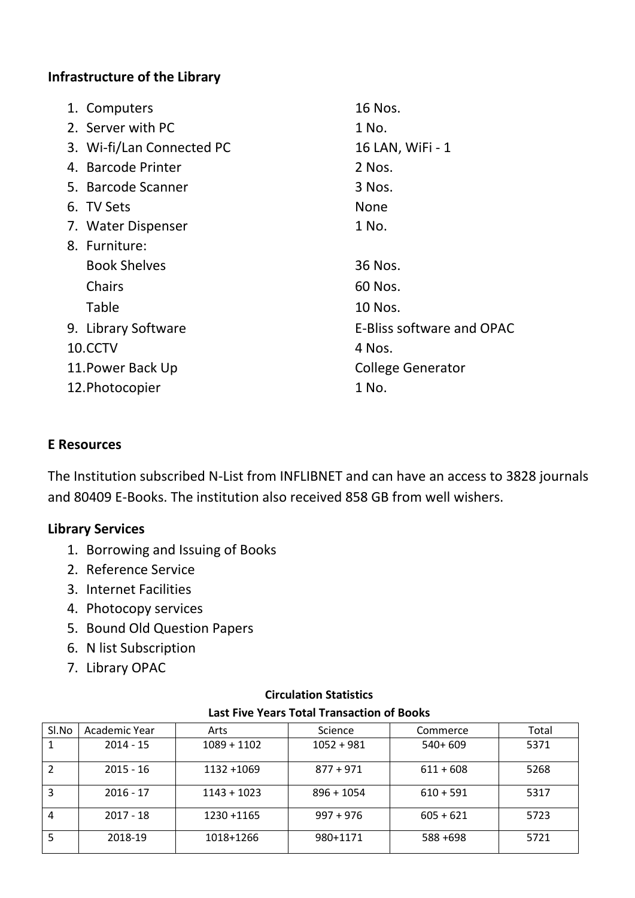**Infrastructure of the Library**

1. Computers — 16 Nos.
2. Server with PC — 1 No.
3. Wi-fi/Lan Connected PC — 16 LAN, WiFi - 1
4. Barcode Printer — 2 Nos.
5. Barcode Scanner — 3 Nos.
6. TV Sets — None
7. Water Dispenser — 1 No.
8. Furniture:
   - Book Shelves — 36 Nos.
   - Chairs — 60 Nos.
   - Table — 10 Nos.
9. Library Software — E-Bliss software and OPAC
10. CCTV — 4 Nos.
11. Power Back Up — College Generator
12. Photocopier — 1 No.

**E Resources**

The Institution subscribed N-List from INFLIBNET and can have an access to 3828 journals and 80409 E-Books. The institution also received 858 GB from well wishers.

**Library Services**

1. Borrowing and Issuing of Books
2. Reference Service
3. Internet Facilities
4. Photocopy services
5. Bound Old Question Papers
6. N list Subscription
7. Library OPAC

**Circulation Statistics**

**Last Five Years Total Transaction of Books**

| Sl.No | Academic Year | Arts | Science | Commerce | Total |
|---|---|---|---|---|---|
| 1 | 2014 - 15 | 1089 + 1102 | 1052 + 981 | 540+ 609 | 5371 |
| 2 | 2015 - 16 | 1132 +1069 | 877 + 971 | 611 + 608 | 5268 |
| 3 | 2016 - 17 | 1143 + 1023 | 896 + 1054 | 610 + 591 | 5317 |
| 4 | 2017 - 18 | 1230 +1165 | 997 + 976 | 605 + 621 | 5723 |
| 5 | 2018-19 | 1018+1266 | 980+1171 | 588 +698 | 5721 |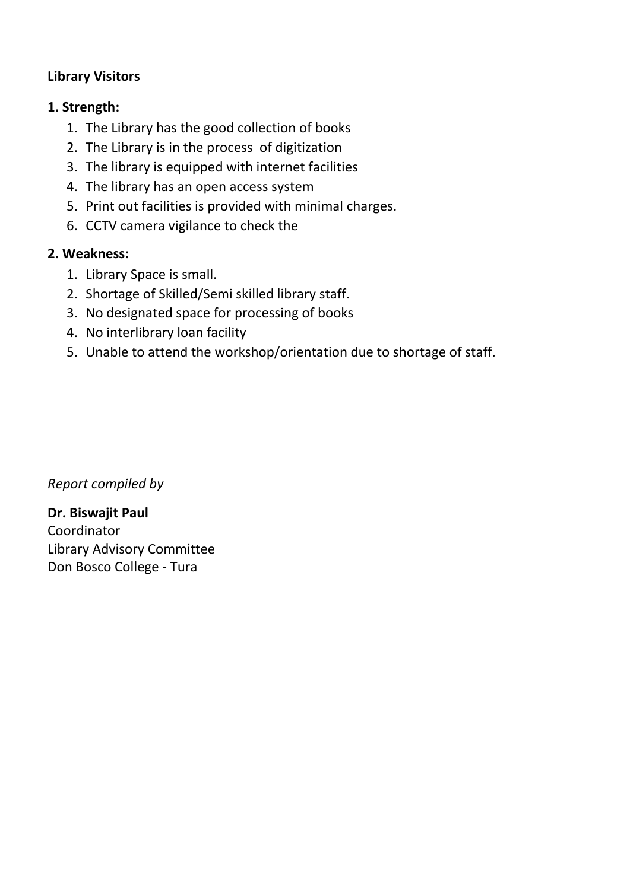**Library Visitors**

**1. Strength:**

1. The Library has the good collection of books
2. The Library is in the process of digitization
3. The library is equipped with internet facilities
4. The library has an open access system
5. Print out facilities is provided with minimal charges.
6. CCTV camera vigilance to check the

**2. Weakness:**

1. Library Space is small.
2. Shortage of Skilled/Semi skilled library staff.
3. No designated space for processing of books
4. No interlibrary loan facility
5. Unable to attend the workshop/orientation due to shortage of staff.

*Report compiled by*

**Dr. Biswajit Paul**
Coordinator
Library Advisory Committee
Don Bosco College - Tura